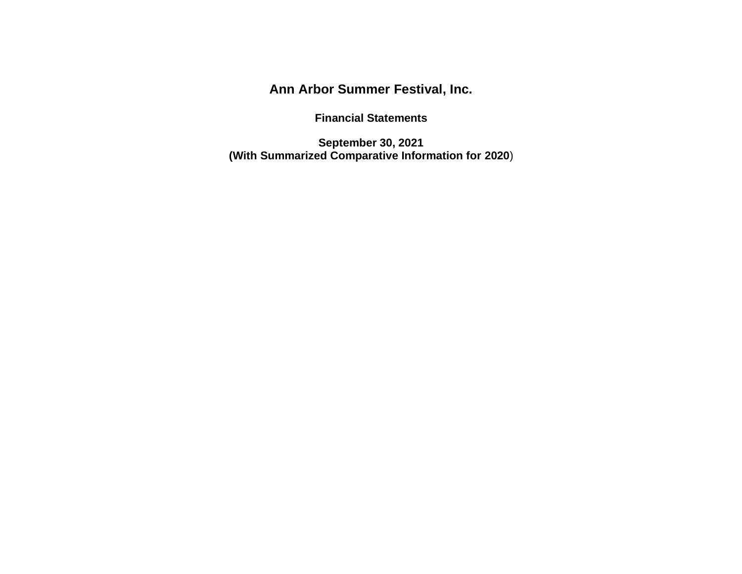# Ann Arbor Summer Festival, Inc.

## Financial Statements

**September 30, 2021**
**(With Summarized Comparative Information for 2020)**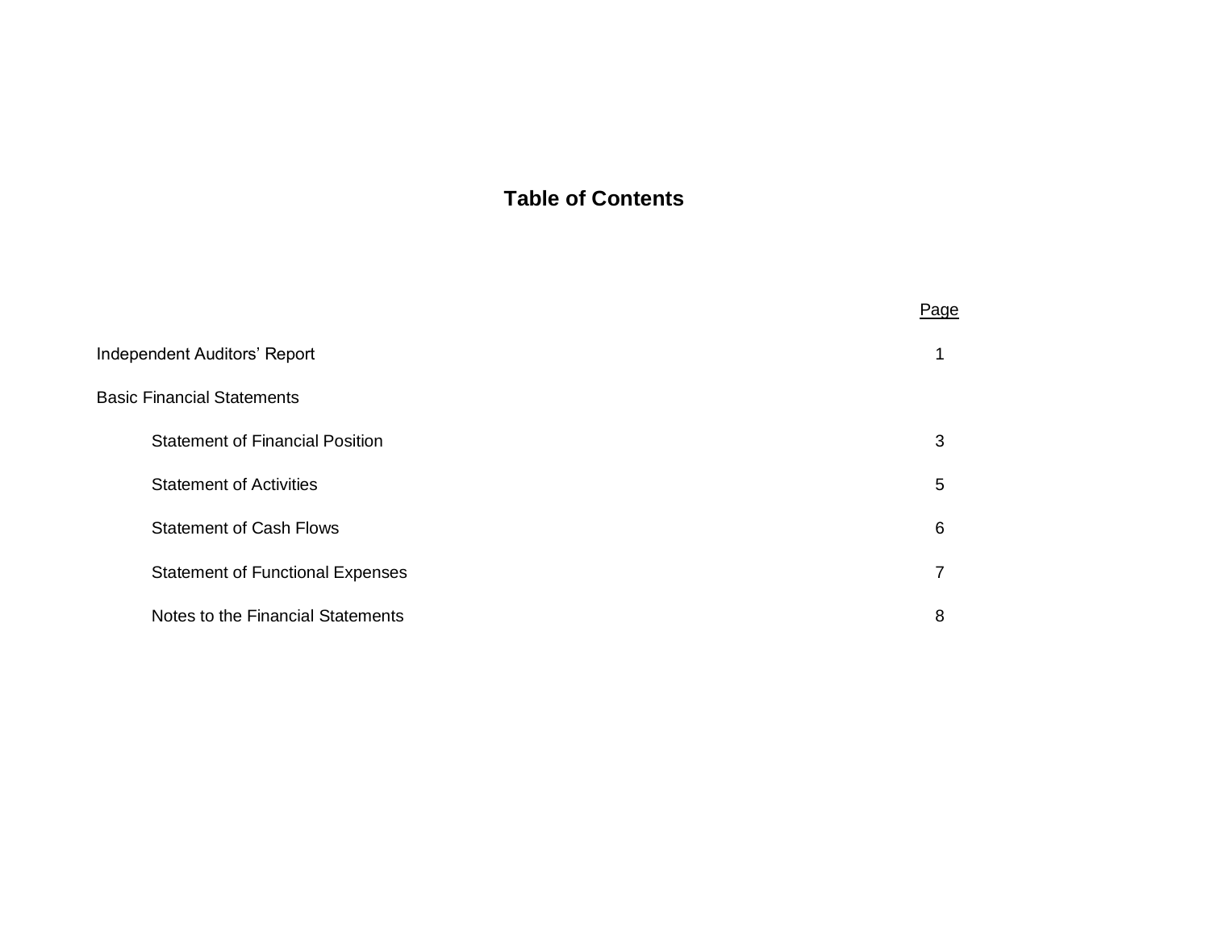# Table of Contents

| | Page |
|---|---|
| Independent Auditors' Report | 1 |
| Basic Financial Statements | |
| Statement of Financial Position | 3 |
| Statement of Activities | 5 |
| Statement of Cash Flows | 6 |
| Statement of Functional Expenses | 7 |
| Notes to the Financial Statements | 8 |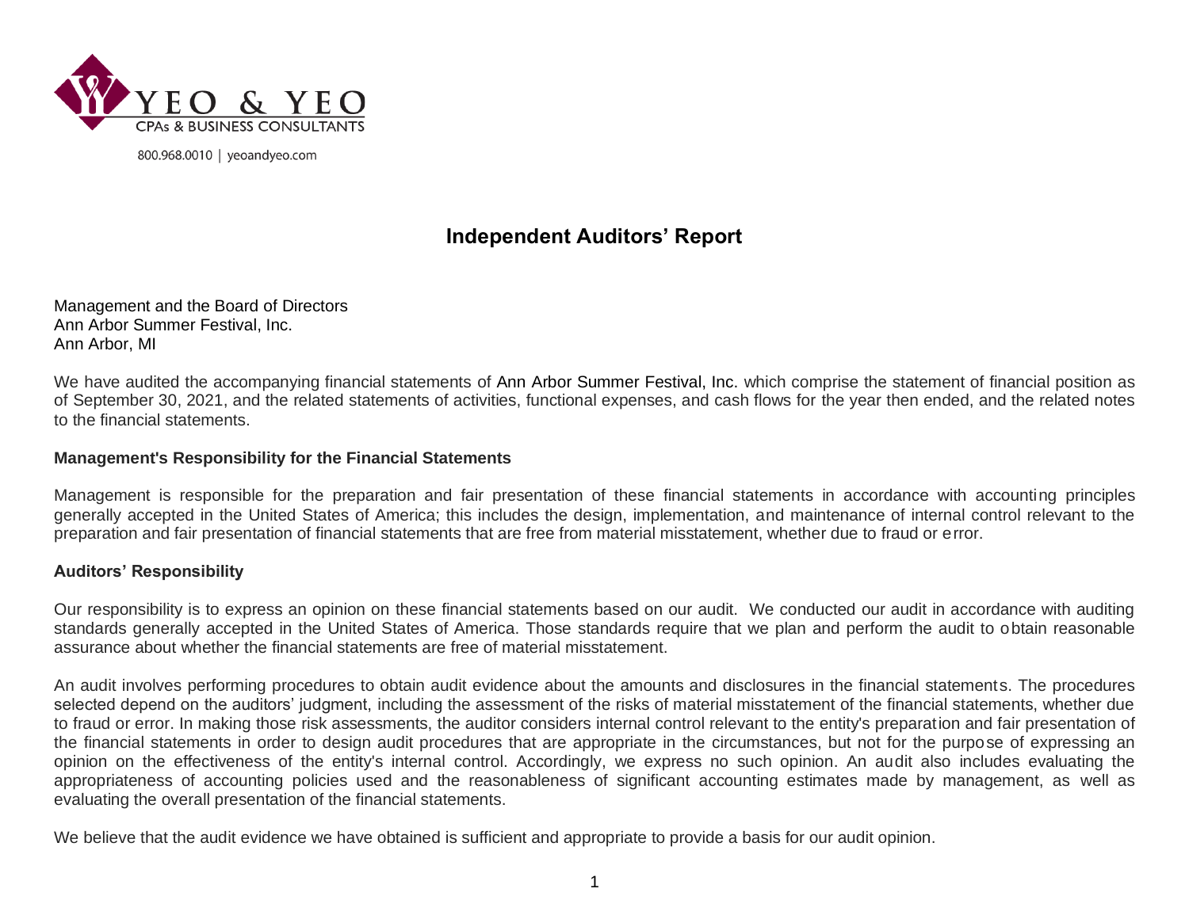YEO & YEO

CPAs & BUSINESS CONSULTANTS

800.968.0010 | yeoandyeo.com

# Independent Auditors' Report

Management and the Board of Directors
Ann Arbor Summer Festival, Inc.
Ann Arbor, MI

We have audited the accompanying financial statements of Ann Arbor Summer Festival, Inc. which comprise the statement of financial position as of September 30, 2021, and the related statements of activities, functional expenses, and cash flows for the year then ended, and the related notes to the financial statements.

**Management's Responsibility for the Financial Statements**

Management is responsible for the preparation and fair presentation of these financial statements in accordance with accounting principles generally accepted in the United States of America; this includes the design, implementation, and maintenance of internal control relevant to the preparation and fair presentation of financial statements that are free from material misstatement, whether due to fraud or error.

**Auditors' Responsibility**

Our responsibility is to express an opinion on these financial statements based on our audit. We conducted our audit in accordance with auditing standards generally accepted in the United States of America. Those standards require that we plan and perform the audit to obtain reasonable assurance about whether the financial statements are free of material misstatement.

An audit involves performing procedures to obtain audit evidence about the amounts and disclosures in the financial statements. The procedures selected depend on the auditors' judgment, including the assessment of the risks of material misstatement of the financial statements, whether due to fraud or error. In making those risk assessments, the auditor considers internal control relevant to the entity's preparation and fair presentation of the financial statements in order to design audit procedures that are appropriate in the circumstances, but not for the purpose of expressing an opinion on the effectiveness of the entity's internal control. Accordingly, we express no such opinion. An audit also includes evaluating the appropriateness of accounting policies used and the reasonableness of significant accounting estimates made by management, as well as evaluating the overall presentation of the financial statements.

We believe that the audit evidence we have obtained is sufficient and appropriate to provide a basis for our audit opinion.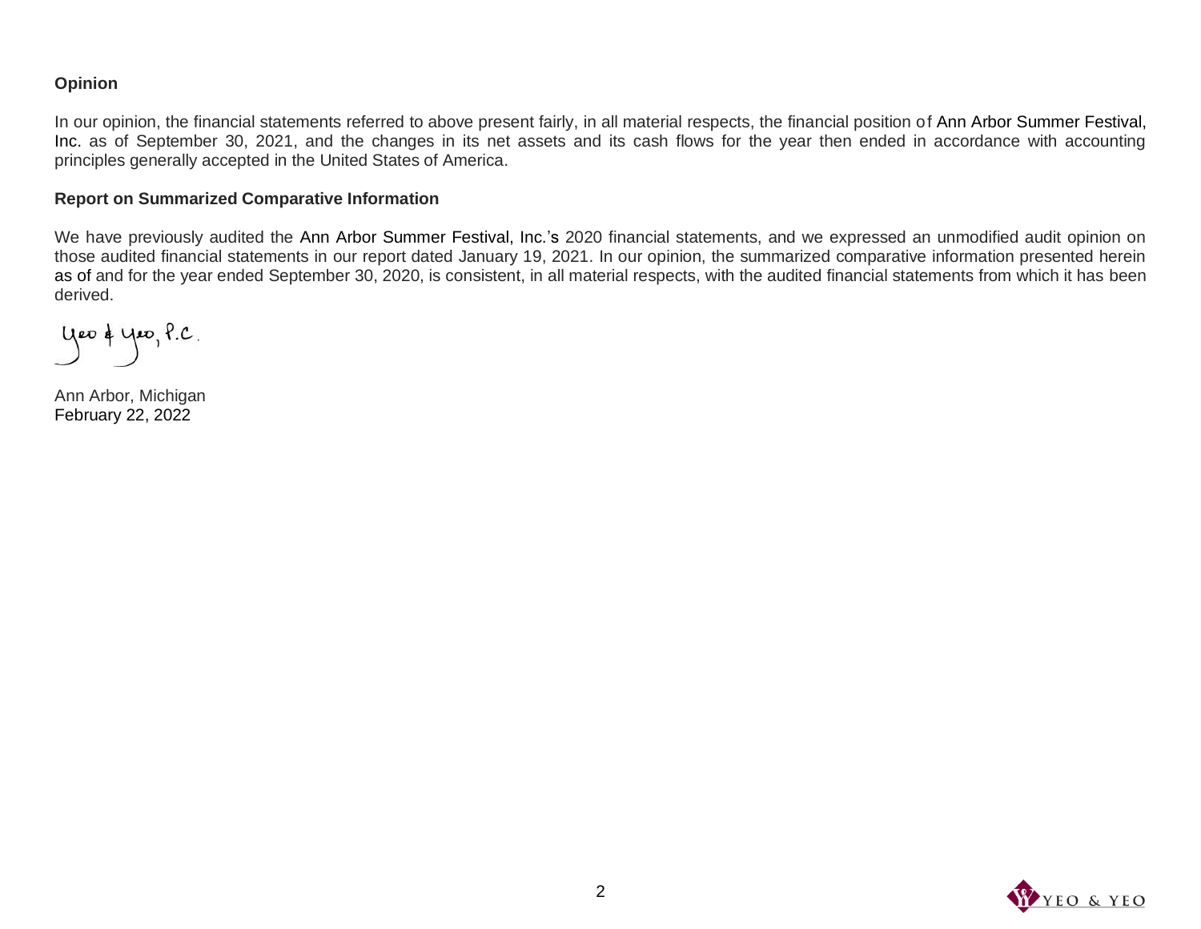### Opinion

In our opinion, the financial statements referred to above present fairly, in all material respects, the financial position of Ann Arbor Summer Festival, Inc. as of September 30, 2021, and the changes in its net assets and its cash flows for the year then ended in accordance with accounting principles generally accepted in the United States of America.

### Report on Summarized Comparative Information

We have previously audited the Ann Arbor Summer Festival, Inc.'s 2020 financial statements, and we expressed an unmodified audit opinion on those audited financial statements in our report dated January 19, 2021. In our opinion, the summarized comparative information presented herein as of and for the year ended September 30, 2020, is consistent, in all material respects, with the audited financial statements from which it has been derived.

Yeo & Yeo, P.C.

Ann Arbor, Michigan
February 22, 2022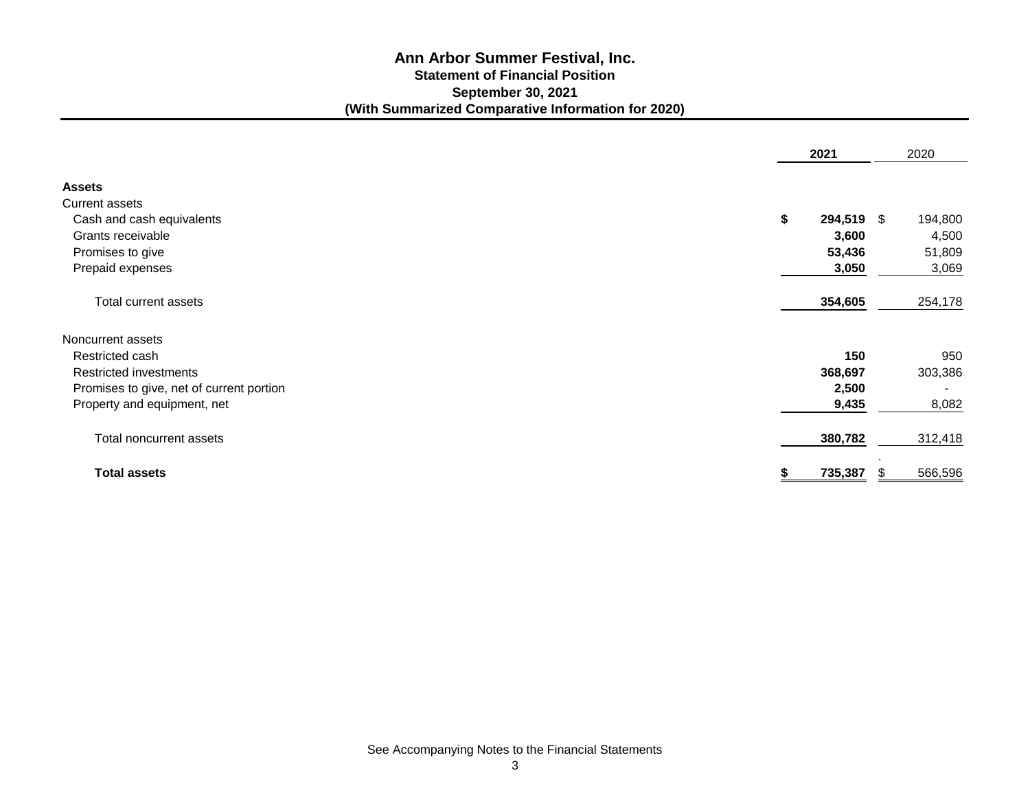# Ann Arbor Summer Festival, Inc.

## Statement of Financial Position

### September 30, 2021

### (With Summarized Comparative Information for 2020)

| | **2021** | 2020 |
|---|---|---|
| **Assets** | | |
| Current assets | | |
| Cash and cash equivalents | **$ 294,519** | $ 194,800 |
| Grants receivable | **3,600** | 4,500 |
| Promises to give | **53,436** | 51,809 |
| Prepaid expenses | **3,050** | 3,069 |
| Total current assets | **354,605** | 254,178 |
| Noncurrent assets | | |
| Restricted cash | **150** | 950 |
| Restricted investments | **368,697** | 303,386 |
| Promises to give, net of current portion | **2,500** | - |
| Property and equipment, net | **9,435** | 8,082 |
| Total noncurrent assets | **380,782** | 312,418 |
| **Total assets** | **$ 735,387** | $ 566,596 |

See Accompanying Notes to the Financial Statements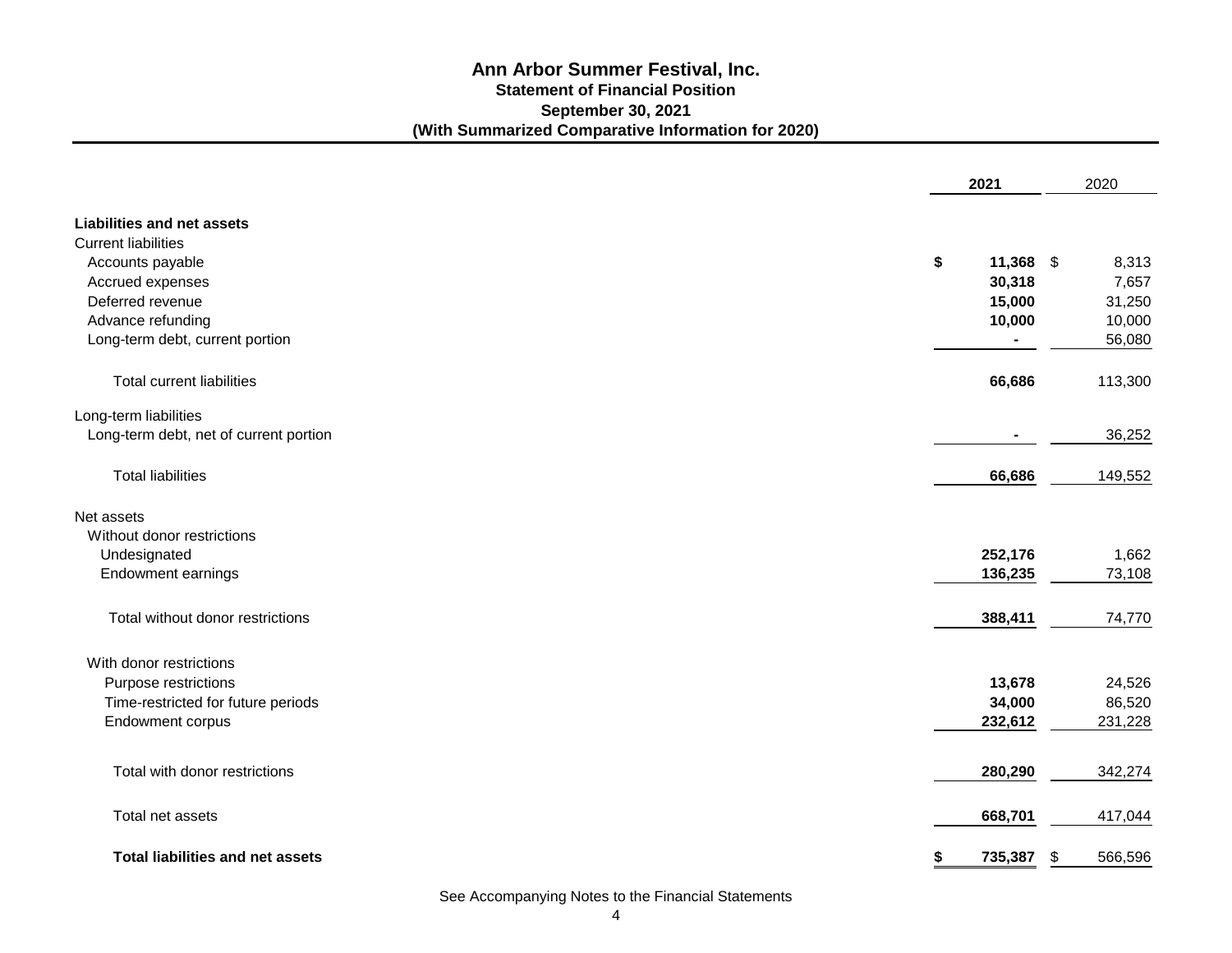# Ann Arbor Summer Festival, Inc.

## Statement of Financial Position

### September 30, 2021

### (With Summarized Comparative Information for 2020)

| | **2021** | 2020 |
|---|---|---|
| **Liabilities and net assets** | | |
| Current liabilities | | |
| Accounts payable | **$ 11,368** | $ 8,313 |
| Accrued expenses | **30,318** | 7,657 |
| Deferred revenue | **15,000** | 31,250 |
| Advance refunding | **10,000** | 10,000 |
| Long-term debt, current portion | **-** | 56,080 |
| Total current liabilities | **66,686** | 113,300 |
| Long-term liabilities | | |
| Long-term debt, net of current portion | **-** | 36,252 |
| Total liabilities | **66,686** | 149,552 |
| Net assets | | |
| Without donor restrictions | | |
| Undesignated | **252,176** | 1,662 |
| Endowment earnings | **136,235** | 73,108 |
| Total without donor restrictions | **388,411** | 74,770 |
| With donor restrictions | | |
| Purpose restrictions | **13,678** | 24,526 |
| Time-restricted for future periods | **34,000** | 86,520 |
| Endowment corpus | **232,612** | 231,228 |
| Total with donor restrictions | **280,290** | 342,274 |
| Total net assets | **668,701** | 417,044 |
| **Total liabilities and net assets** | **$ 735,387** | $ 566,596 |

See Accompanying Notes to the Financial Statements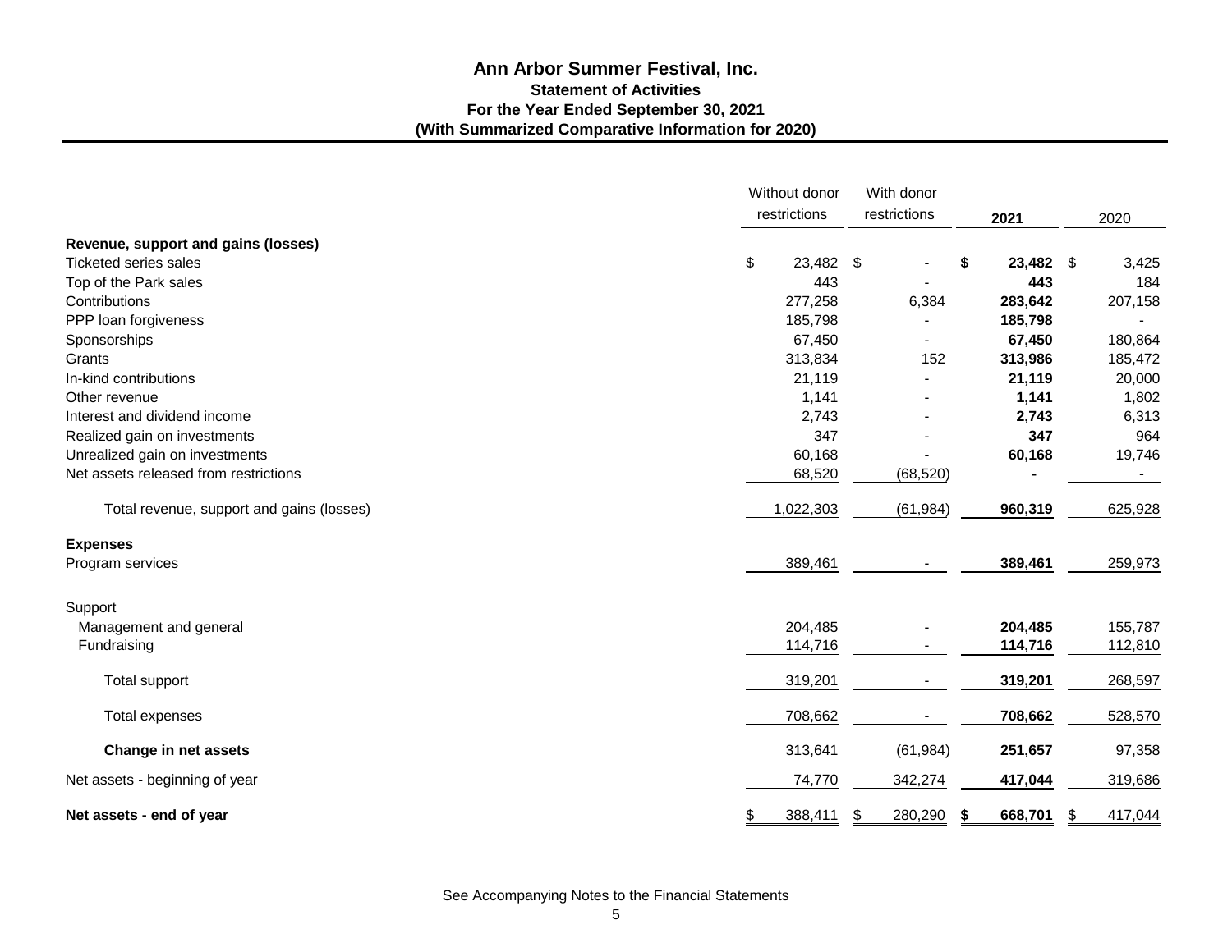# Ann Arbor Summer Festival, Inc.

## Statement of Activities

### For the Year Ended September 30, 2021

### (With Summarized Comparative Information for 2020)

| | Without donor restrictions | With donor restrictions | 2021 | 2020 |
|---|---|---|---|---|
| **Revenue, support and gains (losses)** | | | | |
| Ticketed series sales | $ 23,482 | $ - | **$ 23,482** | $ 3,425 |
| Top of the Park sales | 443 | - | **443** | 184 |
| Contributions | 277,258 | 6,384 | **283,642** | 207,158 |
| PPP loan forgiveness | 185,798 | - | **185,798** | - |
| Sponsorships | 67,450 | - | **67,450** | 180,864 |
| Grants | 313,834 | 152 | **313,986** | 185,472 |
| In-kind contributions | 21,119 | - | **21,119** | 20,000 |
| Other revenue | 1,141 | - | **1,141** | 1,802 |
| Interest and dividend income | 2,743 | - | **2,743** | 6,313 |
| Realized gain on investments | 347 | - | **347** | 964 |
| Unrealized gain on investments | 60,168 | - | **60,168** | 19,746 |
| Net assets released from restrictions | 68,520 | (68,520) | **-** | - |
| Total revenue, support and gains (losses) | 1,022,303 | (61,984) | **960,319** | 625,928 |
| **Expenses** | | | | |
| Program services | 389,461 | - | **389,461** | 259,973 |
| Support | | | | |
| Management and general | 204,485 | - | **204,485** | 155,787 |
| Fundraising | 114,716 | - | **114,716** | 112,810 |
| Total support | 319,201 | - | **319,201** | 268,597 |
| Total expenses | 708,662 | - | **708,662** | 528,570 |
| **Change in net assets** | 313,641 | (61,984) | **251,657** | 97,358 |
| Net assets - beginning of year | 74,770 | 342,274 | **417,044** | 319,686 |
| **Net assets - end of year** | $ 388,411 | $ 280,290 | **$ 668,701** | $ 417,044 |

See Accompanying Notes to the Financial Statements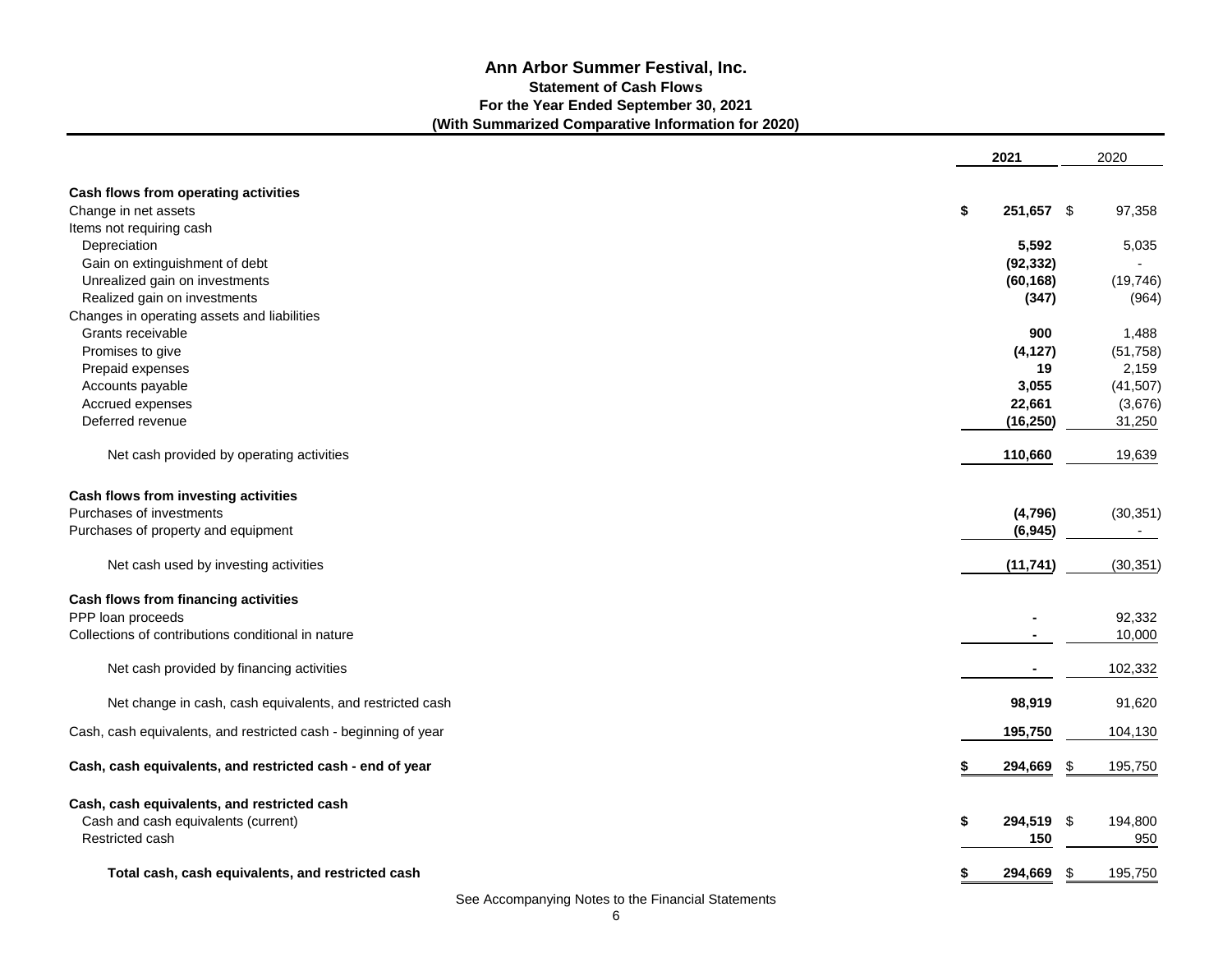# Ann Arbor Summer Festival, Inc.

## Statement of Cash Flows

### For the Year Ended September 30, 2021

### (With Summarized Comparative Information for 2020)

| | **2021** | 2020 |
|---|---|---|
| **Cash flows from operating activities** | | |
| Change in net assets | **$ 251,657** | $ 97,358 |
| Items not requiring cash | | |
| Depreciation | **5,592** | 5,035 |
| Gain on extinguishment of debt | **(92,332)** | - |
| Unrealized gain on investments | **(60,168)** | (19,746) |
| Realized gain on investments | **(347)** | (964) |
| Changes in operating assets and liabilities | | |
| Grants receivable | **900** | 1,488 |
| Promises to give | **(4,127)** | (51,758) |
| Prepaid expenses | **19** | 2,159 |
| Accounts payable | **3,055** | (41,507) |
| Accrued expenses | **22,661** | (3,676) |
| Deferred revenue | **(16,250)** | 31,250 |
| Net cash provided by operating activities | **110,660** | 19,639 |
| **Cash flows from investing activities** | | |
| Purchases of investments | **(4,796)** | (30,351) |
| Purchases of property and equipment | **(6,945)** | - |
| Net cash used by investing activities | **(11,741)** | (30,351) |
| **Cash flows from financing activities** | | |
| PPP loan proceeds | **-** | 92,332 |
| Collections of contributions conditional in nature | **-** | 10,000 |
| Net cash provided by financing activities | **-** | 102,332 |
| Net change in cash, cash equivalents, and restricted cash | **98,919** | 91,620 |
| Cash, cash equivalents, and restricted cash - beginning of year | **195,750** | 104,130 |
| **Cash, cash equivalents, and restricted cash - end of year** | **$ 294,669** | $ 195,750 |
| **Cash, cash equivalents, and restricted cash** | | |
| Cash and cash equivalents (current) | **$ 294,519** | $ 194,800 |
| Restricted cash | **150** | 950 |
| **Total cash, cash equivalents, and restricted cash** | **$ 294,669** | $ 195,750 |

See Accompanying Notes to the Financial Statements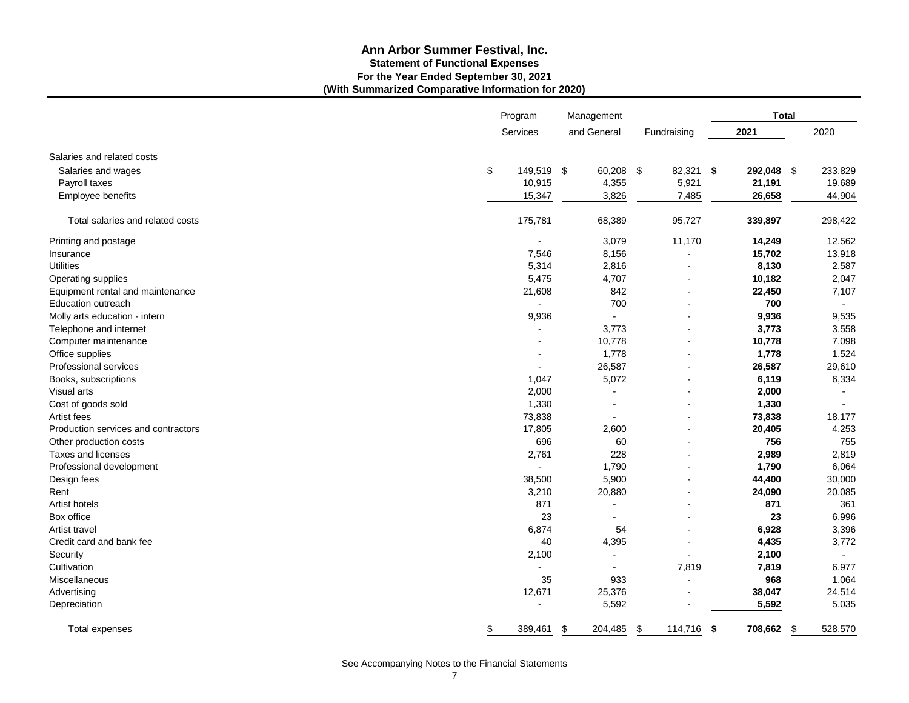# Ann Arbor Summer Festival, Inc.

## Statement of Functional Expenses

### For the Year Ended September 30, 2021

### (With Summarized Comparative Information for 2020)

| | Program Services | Management and General | Fundraising | Total 2021 | Total 2020 |
|---|---|---|---|---|---|
| Salaries and related costs | | | | | |
| Salaries and wages | $ 149,519 | $ 60,208 | $ 82,321 | **$ 292,048** | $ 233,829 |
| Payroll taxes | 10,915 | 4,355 | 5,921 | **21,191** | 19,689 |
| Employee benefits | 15,347 | 3,826 | 7,485 | **26,658** | 44,904 |
| Total salaries and related costs | 175,781 | 68,389 | 95,727 | **339,897** | 298,422 |
| Printing and postage | - | 3,079 | 11,170 | **14,249** | 12,562 |
| Insurance | 7,546 | 8,156 | - | **15,702** | 13,918 |
| Utilities | 5,314 | 2,816 | - | **8,130** | 2,587 |
| Operating supplies | 5,475 | 4,707 | - | **10,182** | 2,047 |
| Equipment rental and maintenance | 21,608 | 842 | - | **22,450** | 7,107 |
| Education outreach | - | 700 | - | **700** | - |
| Molly arts education - intern | 9,936 | - | - | **9,936** | 9,535 |
| Telephone and internet | - | 3,773 | - | **3,773** | 3,558 |
| Computer maintenance | - | 10,778 | - | **10,778** | 7,098 |
| Office supplies | - | 1,778 | - | **1,778** | 1,524 |
| Professional services | - | 26,587 | - | **26,587** | 29,610 |
| Books, subscriptions | 1,047 | 5,072 | - | **6,119** | 6,334 |
| Visual arts | 2,000 | - | - | **2,000** | - |
| Cost of goods sold | 1,330 | - | - | **1,330** | - |
| Artist fees | 73,838 | - | - | **73,838** | 18,177 |
| Production services and contractors | 17,805 | 2,600 | - | **20,405** | 4,253 |
| Other production costs | 696 | 60 | - | **756** | 755 |
| Taxes and licenses | 2,761 | 228 | - | **2,989** | 2,819 |
| Professional development | - | 1,790 | - | **1,790** | 6,064 |
| Design fees | 38,500 | 5,900 | - | **44,400** | 30,000 |
| Rent | 3,210 | 20,880 | - | **24,090** | 20,085 |
| Artist hotels | 871 | - | - | **871** | 361 |
| Box office | 23 | - | - | **23** | 6,996 |
| Artist travel | 6,874 | 54 | - | **6,928** | 3,396 |
| Credit card and bank fee | 40 | 4,395 | - | **4,435** | 3,772 |
| Security | 2,100 | - | - | **2,100** | - |
| Cultivation | - | - | 7,819 | **7,819** | 6,977 |
| Miscellaneous | 35 | 933 | - | **968** | 1,064 |
| Advertising | 12,671 | 25,376 | - | **38,047** | 24,514 |
| Depreciation | - | 5,592 | - | **5,592** | 5,035 |
| Total expenses | $ 389,461 | $ 204,485 | $ 114,716 | **$ 708,662** | $ 528,570 |

See Accompanying Notes to the Financial Statements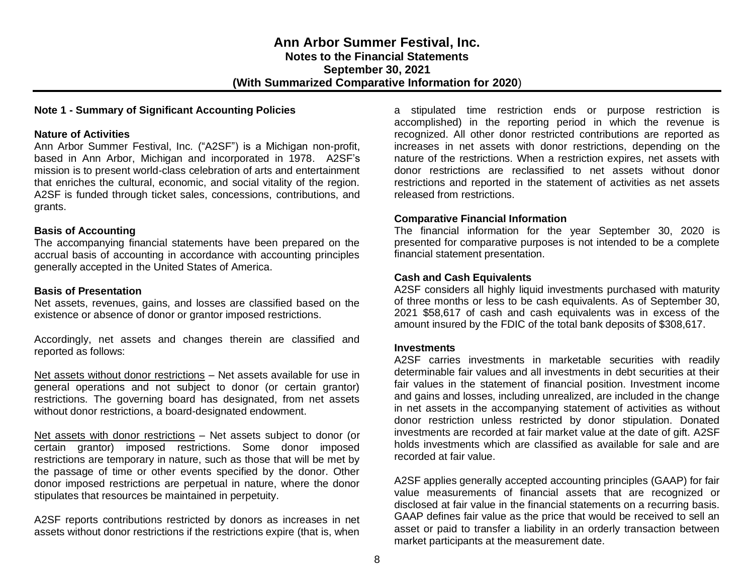# Ann Arbor Summer Festival, Inc.
## Notes to the Financial Statements
## September 30, 2021
## (With Summarized Comparative Information for 2020)

### Note 1 - Summary of Significant Accounting Policies

**Nature of Activities**

Ann Arbor Summer Festival, Inc. ("A2SF") is a Michigan non-profit, based in Ann Arbor, Michigan and incorporated in 1978. A2SF's mission is to present world-class celebration of arts and entertainment that enriches the cultural, economic, and social vitality of the region. A2SF is funded through ticket sales, concessions, contributions, and grants.

**Basis of Accounting**

The accompanying financial statements have been prepared on the accrual basis of accounting in accordance with accounting principles generally accepted in the United States of America.

**Basis of Presentation**

Net assets, revenues, gains, and losses are classified based on the existence or absence of donor or grantor imposed restrictions.

Accordingly, net assets and changes therein are classified and reported as follows:

<u>Net assets without donor restrictions</u> – Net assets available for use in general operations and not subject to donor (or certain grantor) restrictions. The governing board has designated, from net assets without donor restrictions, a board-designated endowment.

<u>Net assets with donor restrictions</u> – Net assets subject to donor (or certain grantor) imposed restrictions. Some donor imposed restrictions are temporary in nature, such as those that will be met by the passage of time or other events specified by the donor. Other donor imposed restrictions are perpetual in nature, where the donor stipulates that resources be maintained in perpetuity.

A2SF reports contributions restricted by donors as increases in net assets without donor restrictions if the restrictions expire (that is, when a stipulated time restriction ends or purpose restriction is accomplished) in the reporting period in which the revenue is recognized. All other donor restricted contributions are reported as increases in net assets with donor restrictions, depending on the nature of the restrictions. When a restriction expires, net assets with donor restrictions are reclassified to net assets without donor restrictions and reported in the statement of activities as net assets released from restrictions.

**Comparative Financial Information**

The financial information for the year September 30, 2020 is presented for comparative purposes is not intended to be a complete financial statement presentation.

**Cash and Cash Equivalents**

A2SF considers all highly liquid investments purchased with maturity of three months or less to be cash equivalents. As of September 30, 2021 $58,617 of cash and cash equivalents was in excess of the amount insured by the FDIC of the total bank deposits of $308,617.

**Investments**

A2SF carries investments in marketable securities with readily determinable fair values and all investments in debt securities at their fair values in the statement of financial position. Investment income and gains and losses, including unrealized, are included in the change in net assets in the accompanying statement of activities as without donor restriction unless restricted by donor stipulation. Donated investments are recorded at fair market value at the date of gift. A2SF holds investments which are classified as available for sale and are recorded at fair value.

A2SF applies generally accepted accounting principles (GAAP) for fair value measurements of financial assets that are recognized or disclosed at fair value in the financial statements on a recurring basis. GAAP defines fair value as the price that would be received to sell an asset or paid to transfer a liability in an orderly transaction between market participants at the measurement date.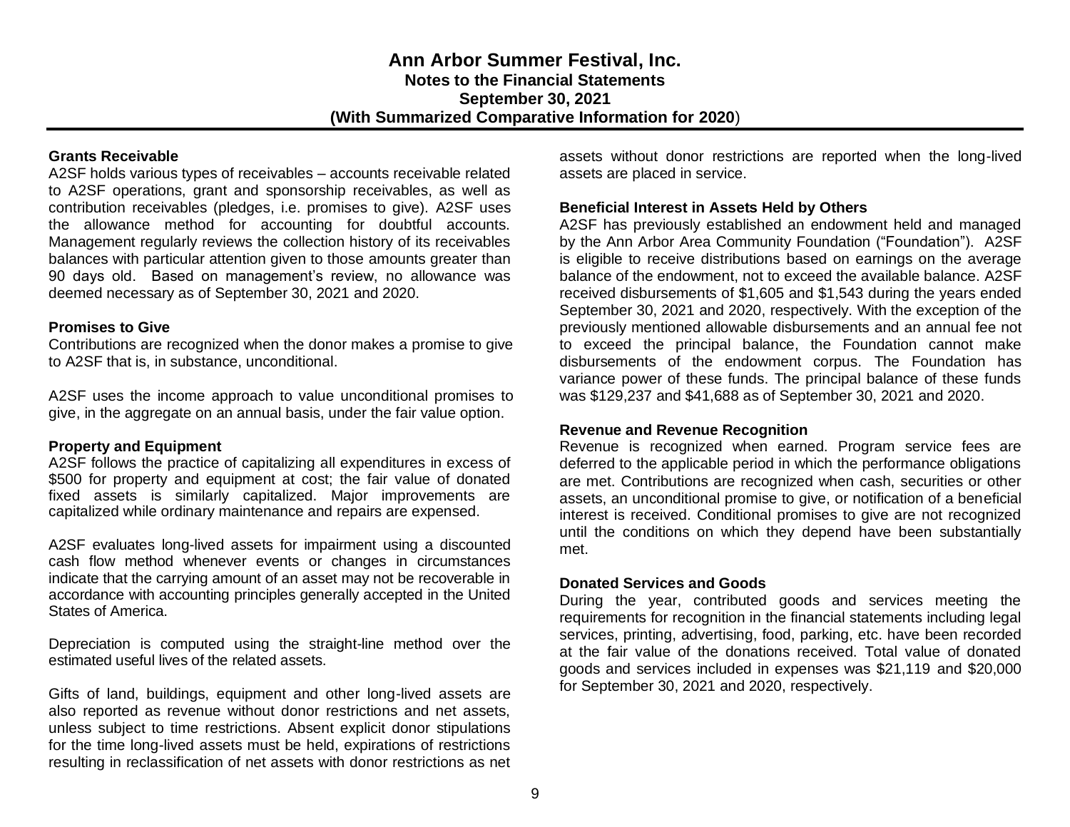### Grants Receivable

A2SF holds various types of receivables – accounts receivable related to A2SF operations, grant and sponsorship receivables, as well as contribution receivables (pledges, i.e. promises to give). A2SF uses the allowance method for accounting for doubtful accounts. Management regularly reviews the collection history of its receivables balances with particular attention given to those amounts greater than 90 days old. Based on management's review, no allowance was deemed necessary as of September 30, 2021 and 2020.

### Promises to Give

Contributions are recognized when the donor makes a promise to give to A2SF that is, in substance, unconditional.

A2SF uses the income approach to value unconditional promises to give, in the aggregate on an annual basis, under the fair value option.

### Property and Equipment

A2SF follows the practice of capitalizing all expenditures in excess of $500 for property and equipment at cost; the fair value of donated fixed assets is similarly capitalized. Major improvements are capitalized while ordinary maintenance and repairs are expensed.

A2SF evaluates long-lived assets for impairment using a discounted cash flow method whenever events or changes in circumstances indicate that the carrying amount of an asset may not be recoverable in accordance with accounting principles generally accepted in the United States of America.

Depreciation is computed using the straight-line method over the estimated useful lives of the related assets.

Gifts of land, buildings, equipment and other long-lived assets are also reported as revenue without donor restrictions and net assets, unless subject to time restrictions. Absent explicit donor stipulations for the time long-lived assets must be held, expirations of restrictions resulting in reclassification of net assets with donor restrictions as net assets without donor restrictions are reported when the long-lived assets are placed in service.

### Beneficial Interest in Assets Held by Others

A2SF has previously established an endowment held and managed by the Ann Arbor Area Community Foundation ("Foundation"). A2SF is eligible to receive distributions based on earnings on the average balance of the endowment, not to exceed the available balance. A2SF received disbursements of $1,605 and $1,543 during the years ended September 30, 2021 and 2020, respectively. With the exception of the previously mentioned allowable disbursements and an annual fee not to exceed the principal balance, the Foundation cannot make disbursements of the endowment corpus. The Foundation has variance power of these funds. The principal balance of these funds was $129,237 and $41,688 as of September 30, 2021 and 2020.

### Revenue and Revenue Recognition

Revenue is recognized when earned. Program service fees are deferred to the applicable period in which the performance obligations are met. Contributions are recognized when cash, securities or other assets, an unconditional promise to give, or notification of a beneficial interest is received. Conditional promises to give are not recognized until the conditions on which they depend have been substantially met.

### Donated Services and Goods

During the year, contributed goods and services meeting the requirements for recognition in the financial statements including legal services, printing, advertising, food, parking, etc. have been recorded at the fair value of the donations received. Total value of donated goods and services included in expenses was $21,119 and $20,000 for September 30, 2021 and 2020, respectively.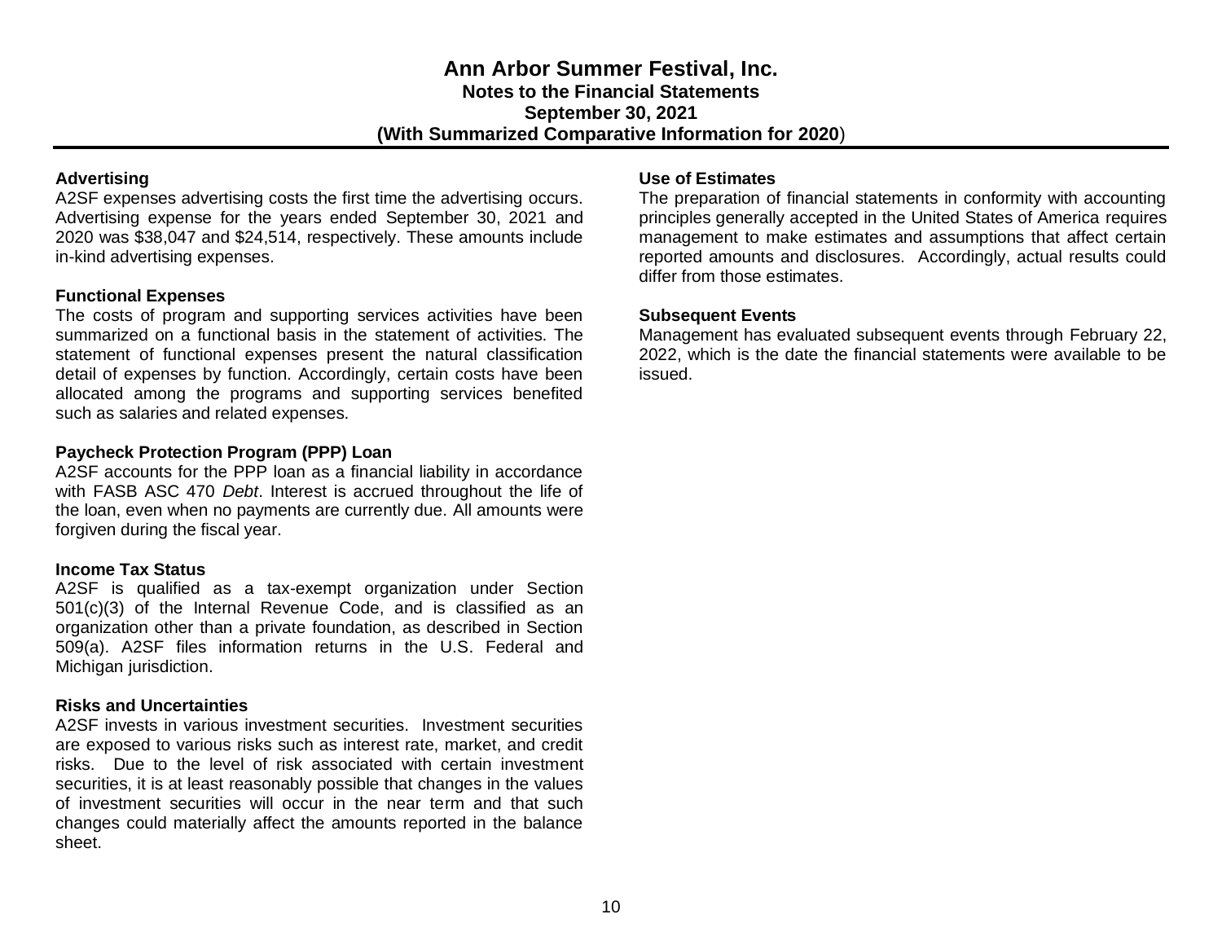**Advertising**

A2SF expenses advertising costs the first time the advertising occurs. Advertising expense for the years ended September 30, 2021 and 2020 was $38,047 and $24,514, respectively. These amounts include in-kind advertising expenses.

**Functional Expenses**

The costs of program and supporting services activities have been summarized on a functional basis in the statement of activities. The statement of functional expenses present the natural classification detail of expenses by function. Accordingly, certain costs have been allocated among the programs and supporting services benefited such as salaries and related expenses.

**Paycheck Protection Program (PPP) Loan**

A2SF accounts for the PPP loan as a financial liability in accordance with FASB ASC 470 *Debt*. Interest is accrued throughout the life of the loan, even when no payments are currently due. All amounts were forgiven during the fiscal year.

**Income Tax Status**

A2SF is qualified as a tax-exempt organization under Section 501(c)(3) of the Internal Revenue Code, and is classified as an organization other than a private foundation, as described in Section 509(a). A2SF files information returns in the U.S. Federal and Michigan jurisdiction.

**Risks and Uncertainties**

A2SF invests in various investment securities. Investment securities are exposed to various risks such as interest rate, market, and credit risks. Due to the level of risk associated with certain investment securities, it is at least reasonably possible that changes in the values of investment securities will occur in the near term and that such changes could materially affect the amounts reported in the balance sheet.

**Use of Estimates**

The preparation of financial statements in conformity with accounting principles generally accepted in the United States of America requires management to make estimates and assumptions that affect certain reported amounts and disclosures. Accordingly, actual results could differ from those estimates.

**Subsequent Events**

Management has evaluated subsequent events through February 22, 2022, which is the date the financial statements were available to be issued.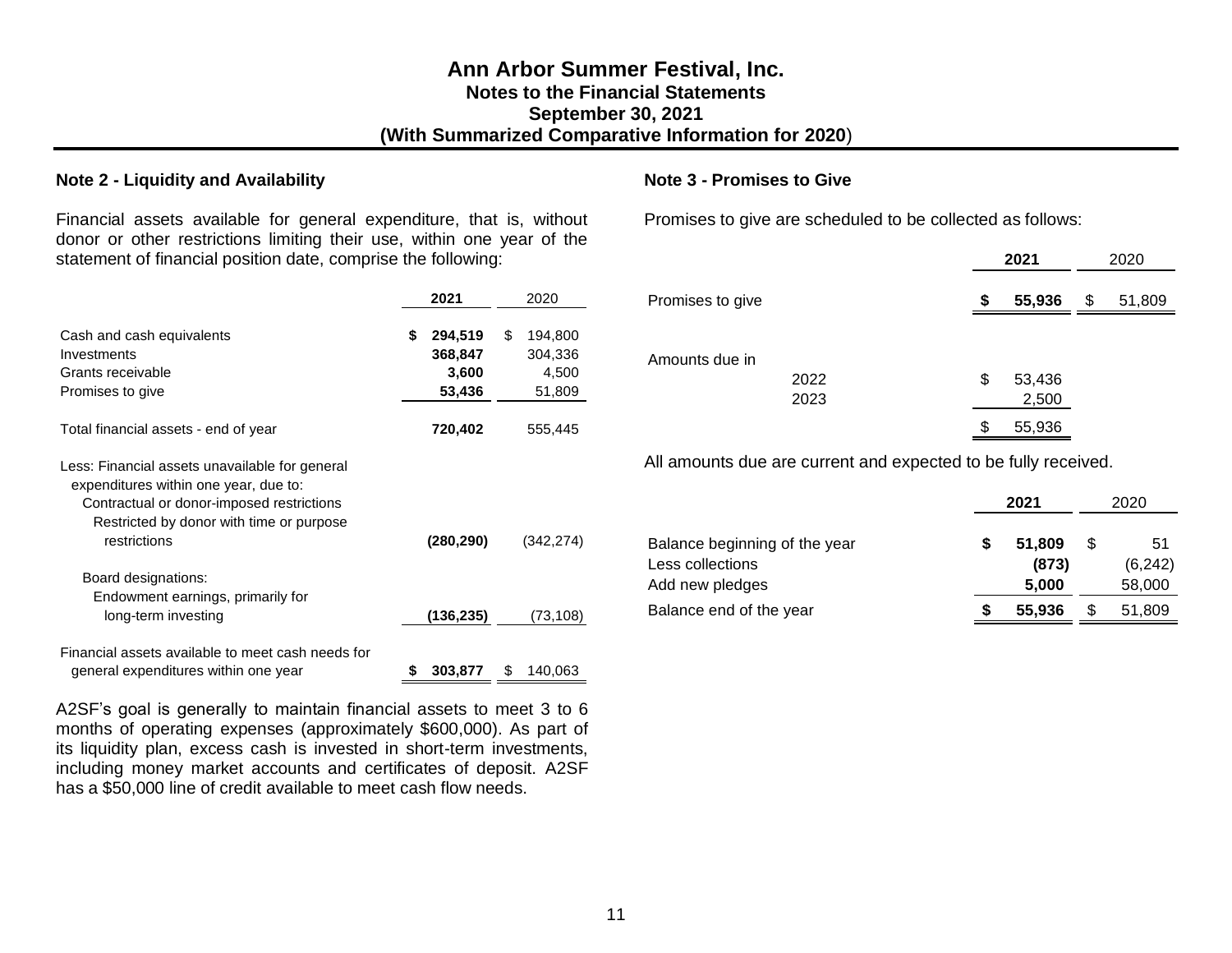# Ann Arbor Summer Festival, Inc.
## Notes to the Financial Statements
## September 30, 2021
## (With Summarized Comparative Information for 2020)

### Note 2 - Liquidity and Availability

Financial assets available for general expenditure, that is, without donor or other restrictions limiting their use, within one year of the statement of financial position date, comprise the following:

| | 2021 | 2020 |
|---|---|---|
| Cash and cash equivalents | **$ 294,519** | $ 194,800 |
| Investments | **368,847** | 304,336 |
| Grants receivable | **3,600** | 4,500 |
| Promises to give | **53,436** | 51,809 |
| Total financial assets - end of year | **720,402** | 555,445 |
| Less: Financial assets unavailable for general expenditures within one year, due to: | | |
| Contractual or donor-imposed restrictions | | |
| Restricted by donor with time or purpose restrictions | **(280,290)** | (342,274) |
| Board designations: | | |
| Endowment earnings, primarily for long-term investing | **(136,235)** | (73,108) |
| Financial assets available to meet cash needs for general expenditures within one year | **$ 303,877** | $ 140,063 |

A2SF's goal is generally to maintain financial assets to meet 3 to 6 months of operating expenses (approximately $600,000). As part of its liquidity plan, excess cash is invested in short-term investments, including money market accounts and certificates of deposit. A2SF has a $50,000 line of credit available to meet cash flow needs.

### Note 3 - Promises to Give

Promises to give are scheduled to be collected as follows:

| | 2021 | 2020 |
|---|---|---|
| Promises to give | **$ 55,936** | $ 51,809 |

| Amounts due in | |
|---|---|
| 2022 | $ 53,436 |
| 2023 | 2,500 |
| | $ 55,936 |

All amounts due are current and expected to be fully received.

| | 2021 | 2020 |
|---|---|---|
| Balance beginning of the year | **$ 51,809** | $ 51 |
| Less collections | **(873)** | (6,242) |
| Add new pledges | **5,000** | 58,000 |
| Balance end of the year | **$ 55,936** | $ 51,809 |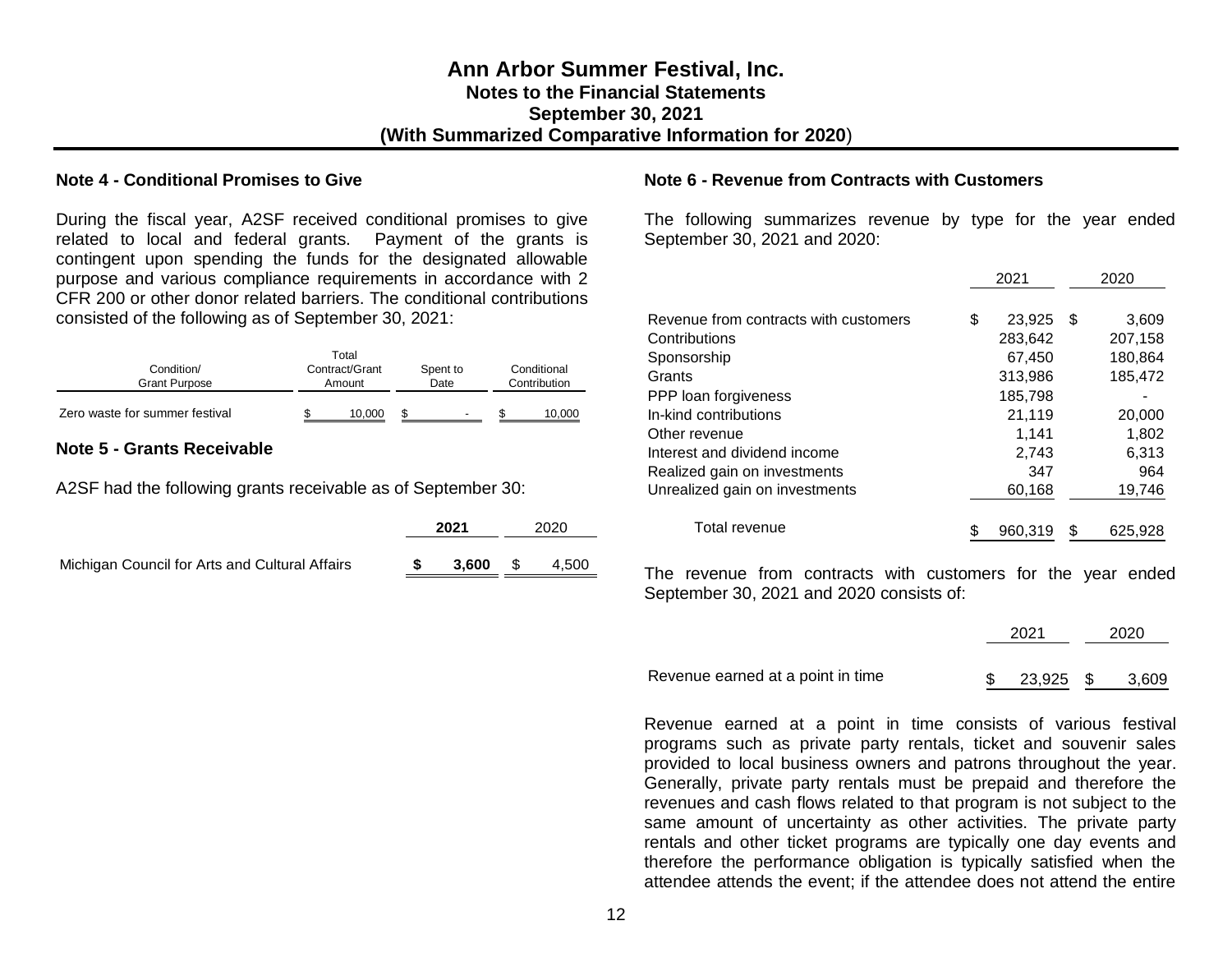# Ann Arbor Summer Festival, Inc.
## Notes to the Financial Statements
## September 30, 2021
## (With Summarized Comparative Information for 2020)

### Note 4 - Conditional Promises to Give

During the fiscal year, A2SF received conditional promises to give related to local and federal grants. Payment of the grants is contingent upon spending the funds for the designated allowable purpose and various compliance requirements in accordance with 2 CFR 200 or other donor related barriers. The conditional contributions consisted of the following as of September 30, 2021:

| Condition/ Grant Purpose | Total Contract/Grant Amount | Spent to Date | Conditional Contribution |
|---|---|---|---|
| Zero waste for summer festival | $ 10,000 | $ - | $ 10,000 |

### Note 5 - Grants Receivable

A2SF had the following grants receivable as of September 30:

| | **2021** | 2020 |
|---|---|---|
| Michigan Council for Arts and Cultural Affairs | **$ 3,600** | $ 4,500 |

### Note 6 - Revenue from Contracts with Customers

The following summarizes revenue by type for the year ended September 30, 2021 and 2020:

| | 2021 | 2020 |
|---|---|---|
| Revenue from contracts with customers | $ 23,925 | $ 3,609 |
| Contributions | 283,642 | 207,158 |
| Sponsorship | 67,450 | 180,864 |
| Grants | 313,986 | 185,472 |
| PPP loan forgiveness | 185,798 | - |
| In-kind contributions | 21,119 | 20,000 |
| Other revenue | 1,141 | 1,802 |
| Interest and dividend income | 2,743 | 6,313 |
| Realized gain on investments | 347 | 964 |
| Unrealized gain on investments | 60,168 | 19,746 |
| Total revenue | $ 960,319 | $ 625,928 |

The revenue from contracts with customers for the year ended September 30, 2021 and 2020 consists of:

| | 2021 | 2020 |
|---|---|---|
| Revenue earned at a point in time | $ 23,925 | $ 3,609 |

Revenue earned at a point in time consists of various festival programs such as private party rentals, ticket and souvenir sales provided to local business owners and patrons throughout the year. Generally, private party rentals must be prepaid and therefore the revenues and cash flows related to that program is not subject to the same amount of uncertainty as other activities. The private party rentals and other ticket programs are typically one day events and therefore the performance obligation is typically satisfied when the attendee attends the event; if the attendee does not attend the entire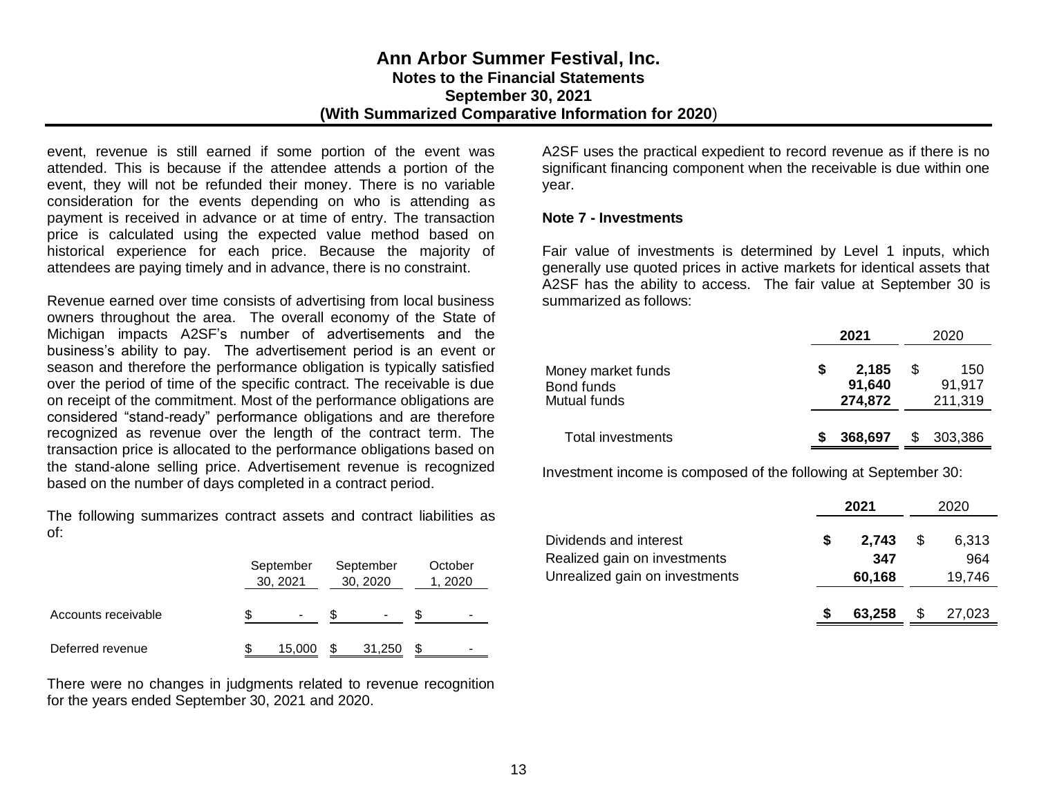event, revenue is still earned if some portion of the event was attended. This is because if the attendee attends a portion of the event, they will not be refunded their money. There is no variable consideration for the events depending on who is attending as payment is received in advance or at time of entry. The transaction price is calculated using the expected value method based on historical experience for each price. Because the majority of attendees are paying timely and in advance, there is no constraint.

Revenue earned over time consists of advertising from local business owners throughout the area. The overall economy of the State of Michigan impacts A2SF's number of advertisements and the business's ability to pay. The advertisement period is an event or season and therefore the performance obligation is typically satisfied over the period of time of the specific contract. The receivable is due on receipt of the commitment. Most of the performance obligations are considered "stand-ready" performance obligations and are therefore recognized as revenue over the length of the contract term. The transaction price is allocated to the performance obligations based on the stand-alone selling price. Advertisement revenue is recognized based on the number of days completed in a contract period.

The following summarizes contract assets and contract liabilities as of:

| | September 30, 2021 | September 30, 2020 | October 1, 2020 |
|---|---|---|---|
| Accounts receivable | $ - | $ - | $ - |
| Deferred revenue | $ 15,000 | $ 31,250 | $ - |

There were no changes in judgments related to revenue recognition for the years ended September 30, 2021 and 2020.

A2SF uses the practical expedient to record revenue as if there is no significant financing component when the receivable is due within one year.

**Note 7 - Investments**

Fair value of investments is determined by Level 1 inputs, which generally use quoted prices in active markets for identical assets that A2SF has the ability to access. The fair value at September 30 is summarized as follows:

| | **2021** | 2020 |
|---|---|---|
| Money market funds | **$ 2,185** | $ 150 |
| Bond funds | **91,640** | 91,917 |
| Mutual funds | **274,872** | 211,319 |
| Total investments | **$ 368,697** | $ 303,386 |

Investment income is composed of the following at September 30:

| | **2021** | 2020 |
|---|---|---|
| Dividends and interest | **$ 2,743** | $ 6,313 |
| Realized gain on investments | **347** | 964 |
| Unrealized gain on investments | **60,168** | 19,746 |
| | **$ 63,258** | $ 27,023 |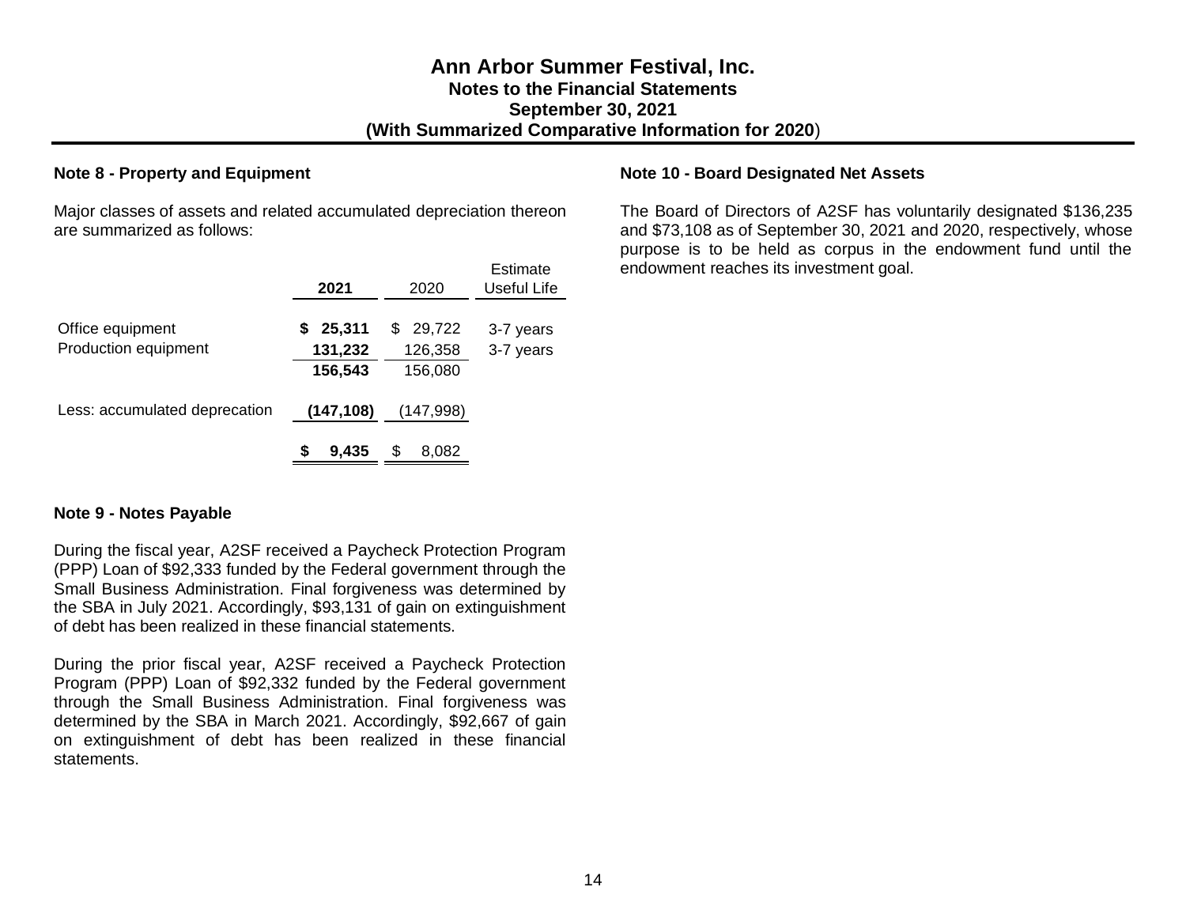## Note 8 - Property and Equipment

Major classes of assets and related accumulated depreciation thereon are summarized as follows:

| | 2021 | 2020 | Estimate Useful Life |
|---|---|---|---|
| Office equipment | $ 25,311 | $ 29,722 | 3-7 years |
| Production equipment | 131,232 | 126,358 | 3-7 years |
| | 156,543 | 156,080 | |
| Less: accumulated deprecation | (147,108) | (147,998) | |
| | $ 9,435 | $ 8,082 | |

## Note 9 - Notes Payable

During the fiscal year, A2SF received a Paycheck Protection Program (PPP) Loan of $92,333 funded by the Federal government through the Small Business Administration. Final forgiveness was determined by the SBA in July 2021. Accordingly, $93,131 of gain on extinguishment of debt has been realized in these financial statements.

During the prior fiscal year, A2SF received a Paycheck Protection Program (PPP) Loan of $92,332 funded by the Federal government through the Small Business Administration. Final forgiveness was determined by the SBA in March 2021. Accordingly, $92,667 of gain on extinguishment of debt has been realized in these financial statements.

## Note 10 - Board Designated Net Assets

The Board of Directors of A2SF has voluntarily designated $136,235 and $73,108 as of September 30, 2021 and 2020, respectively, whose purpose is to be held as corpus in the endowment fund until the endowment reaches its investment goal.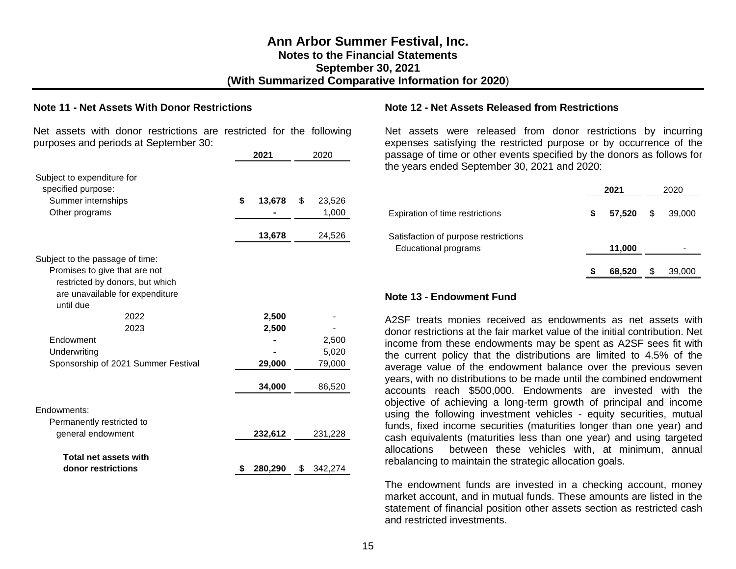# Ann Arbor Summer Festival, Inc.
## Notes to the Financial Statements
## September 30, 2021
## (With Summarized Comparative Information for 2020)

### Note 11 - Net Assets With Donor Restrictions

Net assets with donor restrictions are restricted for the following purposes and periods at September 30:

| | 2021 | 2020 |
|---|---|---|
| Subject to expenditure for specified purpose: | | |
| Summer internships | $ 13,678 | $ 23,526 |
| Other programs | - | 1,000 |
| | 13,678 | 24,526 |
| Subject to the passage of time: | | |
| Promises to give that are not restricted by donors, but which are unavailable for expenditure until due | | |
| 2022 | 2,500 | - |
| 2023 | 2,500 | - |
| Endowment | - | 2,500 |
| Underwriting | - | 5,020 |
| Sponsorship of 2021 Summer Festival | 29,000 | 79,000 |
| | 34,000 | 86,520 |
| Endowments: | | |
| Permanently restricted to general endowment | 232,612 | 231,228 |
| **Total net assets with donor restrictions** | $ 280,290 | $ 342,274 |

### Note 12 - Net Assets Released from Restrictions

Net assets were released from donor restrictions by incurring expenses satisfying the restricted purpose or by occurrence of the passage of time or other events specified by the donors as follows for the years ended September 30, 2021 and 2020:

| | 2021 | 2020 |
|---|---|---|
| Expiration of time restrictions | $ 57,520 | $ 39,000 |
| Satisfaction of purpose restrictions | | |
| Educational programs | 11,000 | - |
| | $ 68,520 | $ 39,000 |

### Note 13 - Endowment Fund

A2SF treats monies received as endowments as net assets with donor restrictions at the fair market value of the initial contribution. Net income from these endowments may be spent as A2SF sees fit with the current policy that the distributions are limited to 4.5% of the average value of the endowment balance over the previous seven years, with no distributions to be made until the combined endowment accounts reach $500,000. Endowments are invested with the objective of achieving a long-term growth of principal and income using the following investment vehicles - equity securities, mutual funds, fixed income securities (maturities longer than one year) and cash equivalents (maturities less than one year) and using targeted allocations between these vehicles with, at minimum, annual rebalancing to maintain the strategic allocation goals.

The endowment funds are invested in a checking account, money market account, and in mutual funds. These amounts are listed in the statement of financial position other assets section as restricted cash and restricted investments.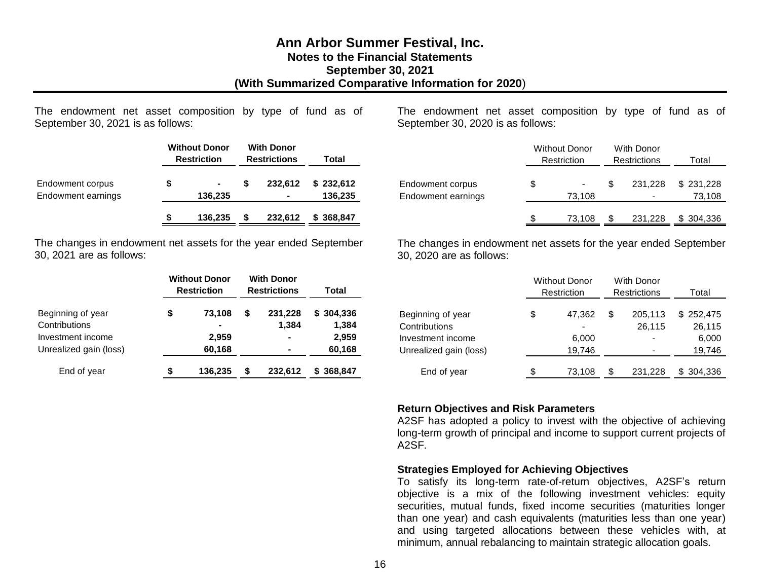The endowment net asset composition by type of fund as of September 30, 2021 is as follows:

| | Without Donor Restriction | With Donor Restrictions | Total |
|---|---|---|---|
| Endowment corpus | $ - | $ 232,612 | $ 232,612 |
| Endowment earnings | 136,235 | - | 136,235 |
| | $ 136,235 | $ 232,612 | $ 368,847 |

The changes in endowment net assets for the year ended September 30, 2021 are as follows:

| | Without Donor Restriction | With Donor Restrictions | Total |
|---|---|---|---|
| Beginning of year | $ 73,108 | $ 231,228 | $ 304,336 |
| Contributions | - | 1,384 | 1,384 |
| Investment income | 2,959 | - | 2,959 |
| Unrealized gain (loss) | 60,168 | - | 60,168 |
| End of year | $ 136,235 | $ 232,612 | $ 368,847 |

The endowment net asset composition by type of fund as of September 30, 2020 is as follows:

| | Without Donor Restriction | With Donor Restrictions | Total |
|---|---|---|---|
| Endowment corpus | $ - | $ 231,228 | $ 231,228 |
| Endowment earnings | 73,108 | - | 73,108 |
| | $ 73,108 | $ 231,228 | $ 304,336 |

The changes in endowment net assets for the year ended September 30, 2020 are as follows:

| | Without Donor Restriction | With Donor Restrictions | Total |
|---|---|---|---|
| Beginning of year | $ 47,362 | $ 205,113 | $ 252,475 |
| Contributions | - | 26,115 | 26,115 |
| Investment income | 6,000 | - | 6,000 |
| Unrealized gain (loss) | 19,746 | - | 19,746 |
| End of year | $ 73,108 | $ 231,228 | $ 304,336 |

**Return Objectives and Risk Parameters**

A2SF has adopted a policy to invest with the objective of achieving long-term growth of principal and income to support current projects of A2SF.

**Strategies Employed for Achieving Objectives**

To satisfy its long-term rate-of-return objectives, A2SF's return objective is a mix of the following investment vehicles: equity securities, mutual funds, fixed income securities (maturities longer than one year) and cash equivalents (maturities less than one year) and using targeted allocations between these vehicles with, at minimum, annual rebalancing to maintain strategic allocation goals.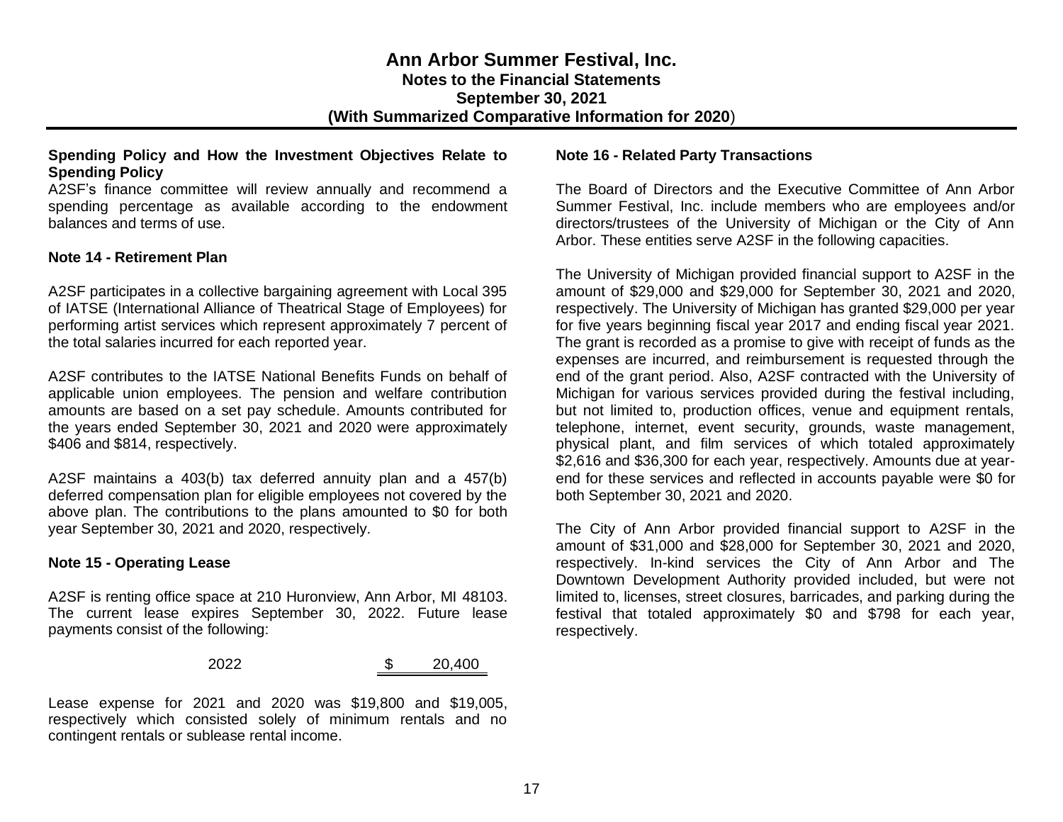**Spending Policy and How the Investment Objectives Relate to Spending Policy**

A2SF's finance committee will review annually and recommend a spending percentage as available according to the endowment balances and terms of use.

**Note 14 - Retirement Plan**

A2SF participates in a collective bargaining agreement with Local 395 of IATSE (International Alliance of Theatrical Stage of Employees) for performing artist services which represent approximately 7 percent of the total salaries incurred for each reported year.

A2SF contributes to the IATSE National Benefits Funds on behalf of applicable union employees. The pension and welfare contribution amounts are based on a set pay schedule. Amounts contributed for the years ended September 30, 2021 and 2020 were approximately $406 and $814, respectively.

A2SF maintains a 403(b) tax deferred annuity plan and a 457(b) deferred compensation plan for eligible employees not covered by the above plan. The contributions to the plans amounted to $0 for both year September 30, 2021 and 2020, respectively.

**Note 15 - Operating Lease**

A2SF is renting office space at 210 Huronview, Ann Arbor, MI 48103. The current lease expires September 30, 2022. Future lease payments consist of the following:

| | |
|---|---|
| 2022 | $ 20,400 |

Lease expense for 2021 and 2020 was $19,800 and $19,005, respectively which consisted solely of minimum rentals and no contingent rentals or sublease rental income.

**Note 16 - Related Party Transactions**

The Board of Directors and the Executive Committee of Ann Arbor Summer Festival, Inc. include members who are employees and/or directors/trustees of the University of Michigan or the City of Ann Arbor. These entities serve A2SF in the following capacities.

The University of Michigan provided financial support to A2SF in the amount of $29,000 and $29,000 for September 30, 2021 and 2020, respectively. The University of Michigan has granted $29,000 per year for five years beginning fiscal year 2017 and ending fiscal year 2021. The grant is recorded as a promise to give with receipt of funds as the expenses are incurred, and reimbursement is requested through the end of the grant period. Also, A2SF contracted with the University of Michigan for various services provided during the festival including, but not limited to, production offices, venue and equipment rentals, telephone, internet, event security, grounds, waste management, physical plant, and film services of which totaled approximately $2,616 and $36,300 for each year, respectively. Amounts due at year-end for these services and reflected in accounts payable were $0 for both September 30, 2021 and 2020.

The City of Ann Arbor provided financial support to A2SF in the amount of $31,000 and $28,000 for September 30, 2021 and 2020, respectively. In-kind services the City of Ann Arbor and The Downtown Development Authority provided included, but were not limited to, licenses, street closures, barricades, and parking during the festival that totaled approximately $0 and $798 for each year, respectively.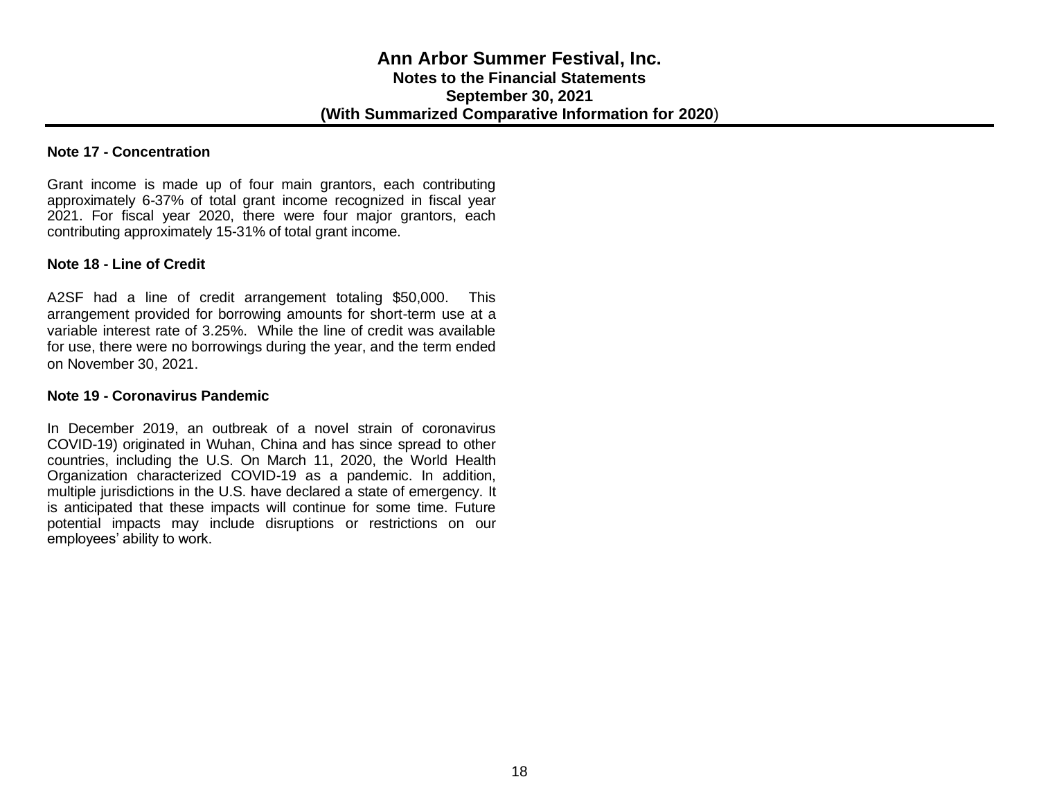# Ann Arbor Summer Festival, Inc.
## Notes to the Financial Statements
## September 30, 2021
## (With Summarized Comparative Information for 2020)

### Note 17 - Concentration

Grant income is made up of four main grantors, each contributing approximately 6-37% of total grant income recognized in fiscal year 2021. For fiscal year 2020, there were four major grantors, each contributing approximately 15-31% of total grant income.

### Note 18 - Line of Credit

A2SF had a line of credit arrangement totaling $50,000. This arrangement provided for borrowing amounts for short-term use at a variable interest rate of 3.25%. While the line of credit was available for use, there were no borrowings during the year, and the term ended on November 30, 2021.

### Note 19 - Coronavirus Pandemic

In December 2019, an outbreak of a novel strain of coronavirus COVID-19) originated in Wuhan, China and has since spread to other countries, including the U.S. On March 11, 2020, the World Health Organization characterized COVID-19 as a pandemic. In addition, multiple jurisdictions in the U.S. have declared a state of emergency. It is anticipated that these impacts will continue for some time. Future potential impacts may include disruptions or restrictions on our employees' ability to work.